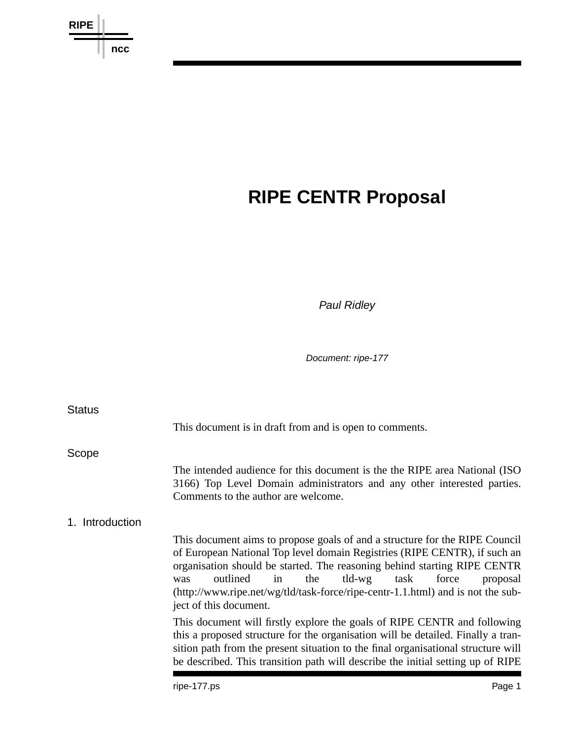# RIPE CENTR Proposal

*Paul Ridley*

*Document: ripe-177*

## Status

This document is in draft from and is open to comments.

## Scope

The intended audience for this document is the the RIPE area National (ISO 3166) Top Level Domain administrators and any other interested parties. Comments to the author are welcome.

## 1. Introduction

This document aims to propose goals of and a structure for the RIPE Council of European National Top level domain Registries (RIPE CENTR), if such an organisation should be started. The reasoning behind starting RIPE CENTR was outlined in the tld-wg task force proposal (http://www.ripe.net/wg/tld/task-force/ripe-centr-1.1.html) and is not the subject of this document.

This document will firstly explore the goals of RIPE CENTR and following this a proposed structure for the organisation will be detailed. Finally a transition path from the present situation to the final organisational structure will be described. This transition path will describe the initial setting up of RIPE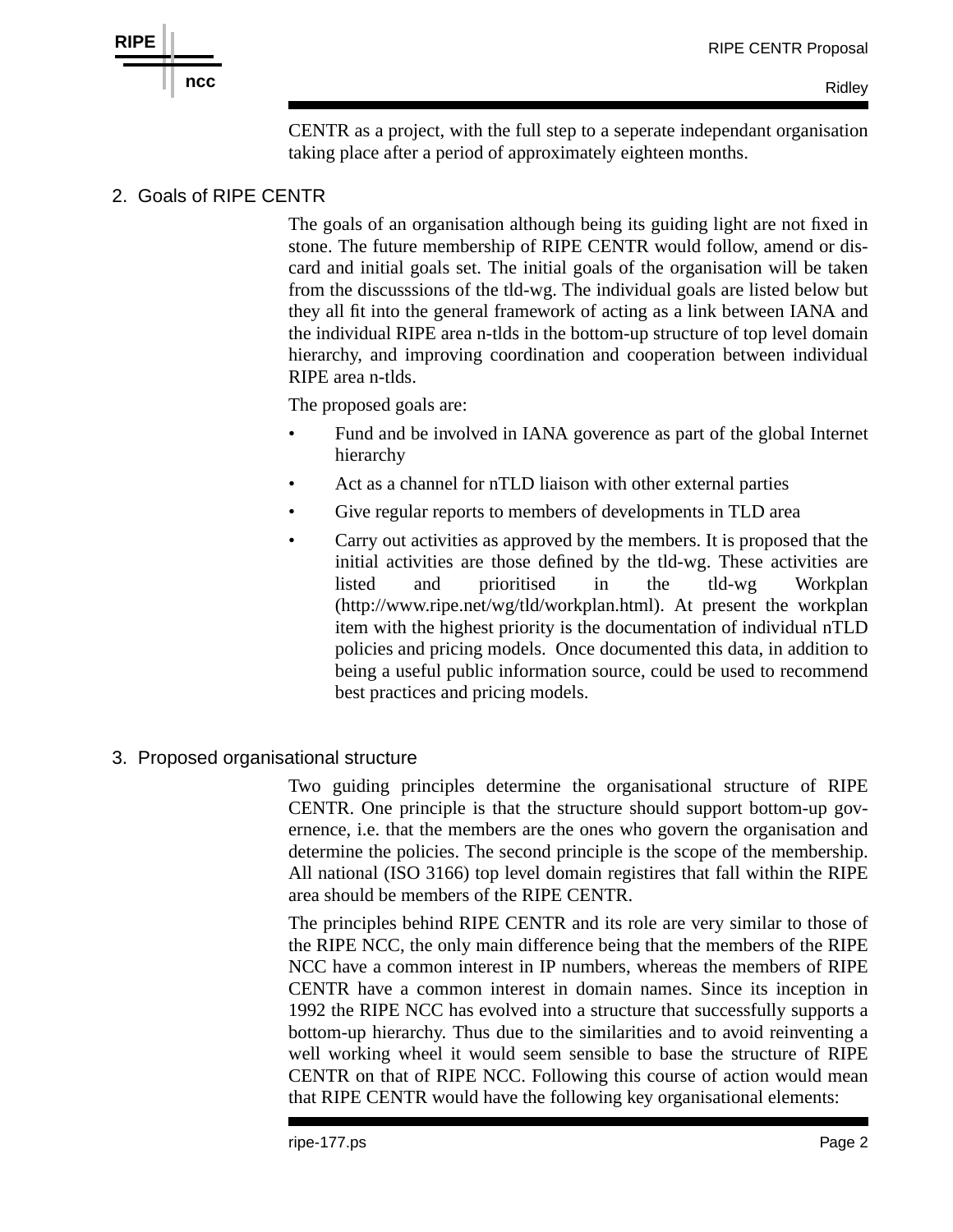CENTR as a project, with the full step to a seperate independant organisation taking place after a period of approximately eighteen months.

## 2. Goals of RIPE CENTR

The goals of an organisation although being its guiding light are not fixed in stone. The future membership of RIPE CENTR would follow, amend or discard and initial goals set. The initial goals of the organisation will be taken from the discusssions of the tld-wg. The individual goals are listed below but they all fit into the general framework of acting as a link between IANA and the individual RIPE area n-tlds in the bottom-up structure of top level domain hierarchy, and improving coordination and cooperation between individual RIPE area n-tlds.

The proposed goals are:

- Fund and be involved in IANA goverence as part of the global Internet hierarchy
- Act as a channel for nTLD liaison with other external parties
- Give regular reports to members of developments in TLD area
- Carry out activities as approved by the members. It is proposed that the initial activities are those defined by the tld-wg. These activities are listed and prioritised in the tld-wg Workplan (http://www.ripe.net/wg/tld/workplan.html). At present the workplan item with the highest priority is the documentation of individual nTLD policies and pricing models. Once documented this data, in addition to being a useful public information source, could be used to recommend best practices and pricing models.

## 3. Proposed organisational structure

Two guiding principles determine the organisational structure of RIPE CENTR. One principle is that the structure should support bottom-up governence, i.e. that the members are the ones who govern the organisation and determine the policies. The second principle is the scope of the membership. All national (ISO 3166) top level domain registires that fall within the RIPE area should be members of the RIPE CENTR.

The principles behind RIPE CENTR and its role are very similar to those of the RIPE NCC, the only main difference being that the members of the RIPE NCC have a common interest in IP numbers, whereas the members of RIPE CENTR have a common interest in domain names. Since its inception in 1992 the RIPE NCC has evolved into a structure that successfully supports a bottom-up hierarchy. Thus due to the similarities and to avoid reinventing a well working wheel it would seem sensible to base the structure of RIPE CENTR on that of RIPE NCC. Following this course of action would mean that RIPE CENTR would have the following key organisational elements: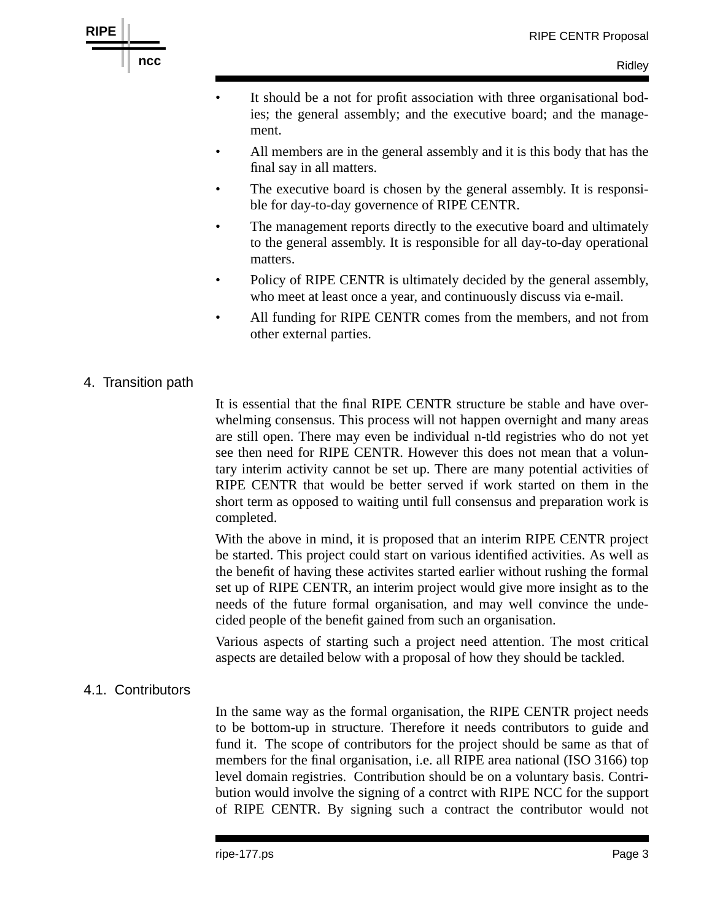- It should be a not for profit association with three organisational bodies; the general assembly; and the executive board; and the management.
- All members are in the general assembly and it is this body that has the final say in all matters.
- The executive board is chosen by the general assembly. It is responsible for day-to-day governence of RIPE CENTR.
- The management reports directly to the executive board and ultimately to the general assembly. It is responsible for all day-to-day operational matters.
- Policy of RIPE CENTR is ultimately decided by the general assembly, who meet at least once a year, and continuously discuss via e-mail.
- All funding for RIPE CENTR comes from the members, and not from other external parties.

## 4. Transition path

It is essential that the final RIPE CENTR structure be stable and have overwhelming consensus. This process will not happen overnight and many areas are still open. There may even be individual n-tld registries who do not yet see then need for RIPE CENTR. However this does not mean that a voluntary interim activity cannot be set up. There are many potential activities of RIPE CENTR that would be better served if work started on them in the short term as opposed to waiting until full consensus and preparation work is completed.

With the above in mind, it is proposed that an interim RIPE CENTR project be started. This project could start on various identified activities. As well as the benefit of having these activites started earlier without rushing the formal set up of RIPE CENTR, an interim project would give more insight as to the needs of the future formal organisation, and may well convince the undecided people of the benefit gained from such an organisation.

Various aspects of starting such a project need attention. The most critical aspects are detailed below with a proposal of how they should be tackled.

### 4.1. Contributors

In the same way as the formal organisation, the RIPE CENTR project needs to be bottom-up in structure. Therefore it needs contributors to guide and fund it. The scope of contributors for the project should be same as that of members for the final organisation, i.e. all RIPE area national (ISO 3166) top level domain registries. Contribution should be on a voluntary basis. Contribution would involve the signing of a contrct with RIPE NCC for the support of RIPE CENTR. By signing such a contract the contributor would not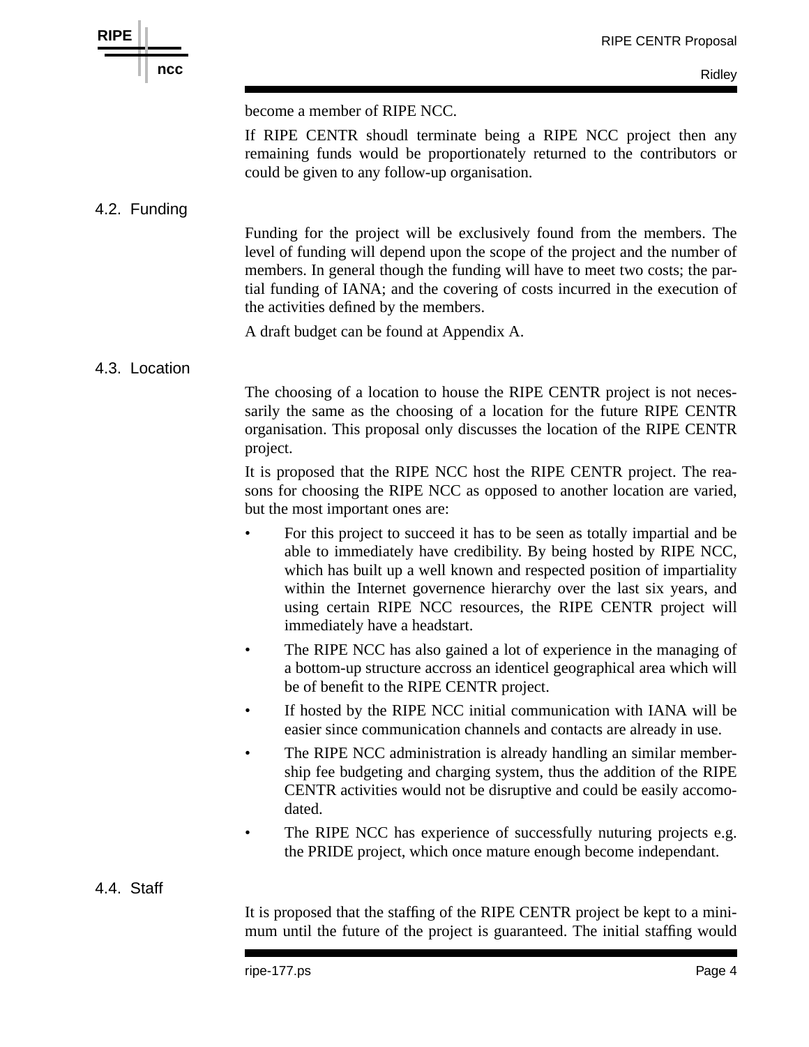become a member of RIPE NCC.

If RIPE CENTR shoudl terminate being a RIPE NCC project then any remaining funds would be proportionately returned to the contributors or could be given to any follow-up organisation.

## 4.2. Funding

Funding for the project will be exclusively found from the members. The level of funding will depend upon the scope of the project and the number of members. In general though the funding will have to meet two costs; the partial funding of IANA; and the covering of costs incurred in the execution of the activities defined by the members.

A draft budget can be found at Appendix A.

## 4.3. Location

The choosing of a location to house the RIPE CENTR project is not necessarily the same as the choosing of a location for the future RIPE CENTR organisation. This proposal only discusses the location of the RIPE CENTR project.

It is proposed that the RIPE NCC host the RIPE CENTR project. The reasons for choosing the RIPE NCC as opposed to another location are varied, but the most important ones are:

- For this project to succeed it has to be seen as totally impartial and be able to immediately have credibility. By being hosted by RIPE NCC, which has built up a well known and respected position of impartiality within the Internet governence hierarchy over the last six years, and using certain RIPE NCC resources, the RIPE CENTR project will immediately have a headstart.
- The RIPE NCC has also gained a lot of experience in the managing of a bottom-up structure accross an identicel geographical area which will be of benefit to the RIPE CENTR project.
- If hosted by the RIPE NCC initial communication with IANA will be easier since communication channels and contacts are already in use.
- The RIPE NCC administration is already handling an similar membership fee budgeting and charging system, thus the addition of the RIPE CENTR activities would not be disruptive and could be easily accomodated.
- The RIPE NCC has experience of successfully nuturing projects e.g. the PRIDE project, which once mature enough become independant.

## 4.4. Staff

It is proposed that the staffing of the RIPE CENTR project be kept to a minimum until the future of the project is guaranteed. The initial staffing would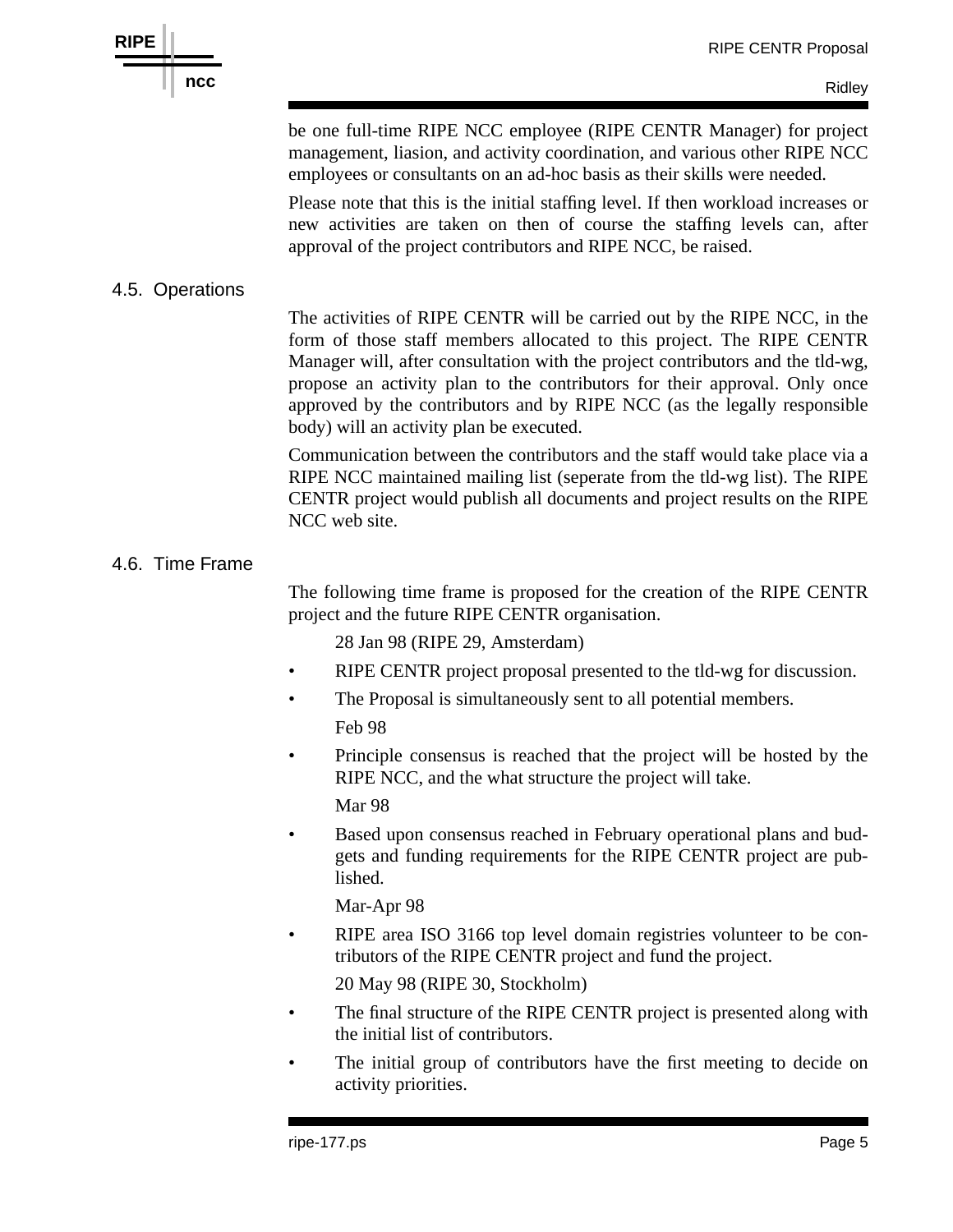be one full-time RIPE NCC employee (RIPE CENTR Manager) for project management, liasion, and activity coordination, and various other RIPE NCC employees or consultants on an ad-hoc basis as their skills were needed.

Please note that this is the initial staffing level. If then workload increases or new activities are taken on then of course the staffing levels can, after approval of the project contributors and RIPE NCC, be raised.

## 4.5. Operations

The activities of RIPE CENTR will be carried out by the RIPE NCC, in the form of those staff members allocated to this project. The RIPE CENTR Manager will, after consultation with the project contributors and the tld-wg, propose an activity plan to the contributors for their approval. Only once approved by the contributors and by RIPE NCC (as the legally responsible body) will an activity plan be executed.

Communication between the contributors and the staff would take place via a RIPE NCC maintained mailing list (seperate from the tld-wg list). The RIPE CENTR project would publish all documents and project results on the RIPE NCC web site.

## 4.6. Time Frame

The following time frame is proposed for the creation of the RIPE CENTR project and the future RIPE CENTR organisation.

28 Jan 98 (RIPE 29, Amsterdam)

- RIPE CENTR project proposal presented to the tld-wg for discussion.
- The Proposal is simultaneously sent to all potential members.

Feb 98

- Principle consensus is reached that the project will be hosted by the RIPE NCC, and the what structure the project will take.

Mar 98

- Based upon consensus reached in February operational plans and budgets and funding requirements for the RIPE CENTR project are published.

Mar-Apr 98

- RIPE area ISO 3166 top level domain registries volunteer to be contributors of the RIPE CENTR project and fund the project.

20 May 98 (RIPE 30, Stockholm)

- The final structure of the RIPE CENTR project is presented along with the initial list of contributors.
- The initial group of contributors have the first meeting to decide on activity priorities.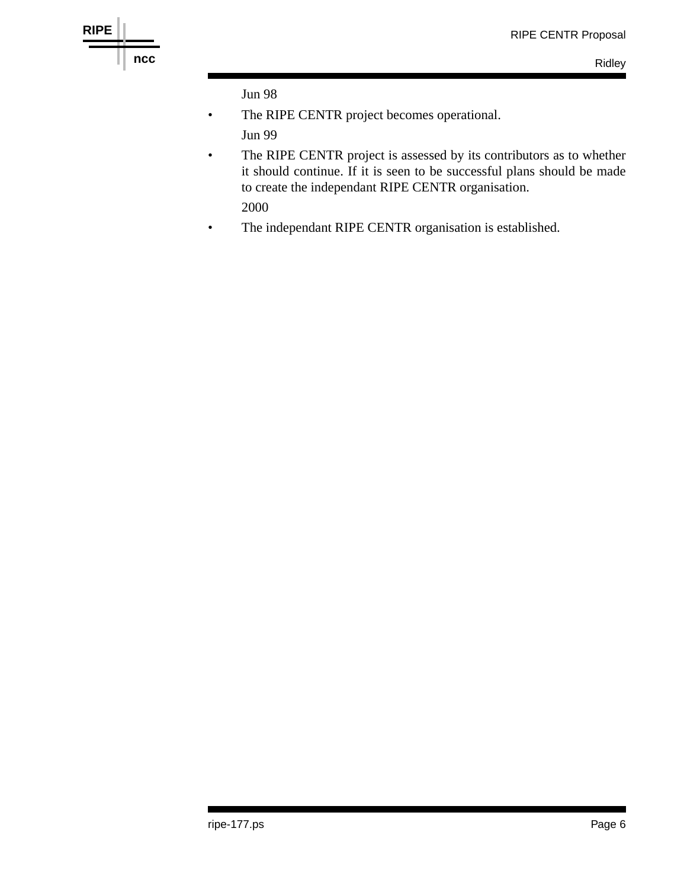Jun 98

- The RIPE CENTR project becomes operational.

Jun 99

- The RIPE CENTR project is assessed by its contributors as to whether it should continue. If it is seen to be successful plans should be made to create the independant RIPE CENTR organisation.

2000

- The independant RIPE CENTR organisation is established.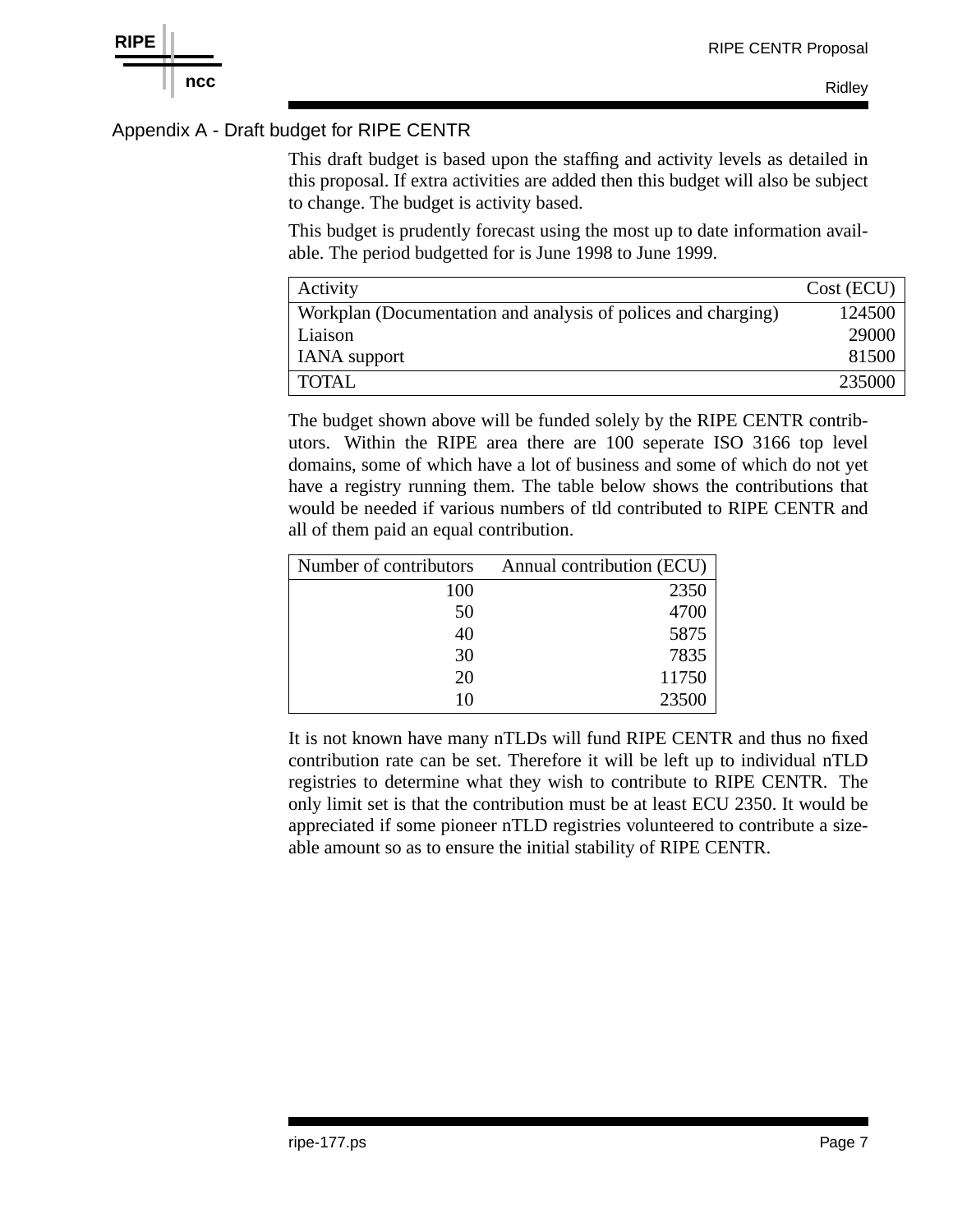## Appendix A - Draft budget for RIPE CENTR

This draft budget is based upon the staffing and activity levels as detailed in this proposal. If extra activities are added then this budget will also be subject to change. The budget is activity based.

This budget is prudently forecast using the most up to date information available. The period budgetted for is June 1998 to June 1999.

| Activity | Cost (ECU) |
| --- | --- |
| Workplan (Documentation and analysis of polices and charging) | 124500 |
| Liaison | 29000 |
| IANA support | 81500 |
| TOTAL | 235000 |

The budget shown above will be funded solely by the RIPE CENTR contributors. Within the RIPE area there are 100 seperate ISO 3166 top level domains, some of which have a lot of business and some of which do not yet have a registry running them. The table below shows the contributions that would be needed if various numbers of tld contributed to RIPE CENTR and all of them paid an equal contribution.

| Number of contributors | Annual contribution (ECU) |
| --- | --- |
| 100 | 2350 |
| 50 | 4700 |
| 40 | 5875 |
| 30 | 7835 |
| 20 | 11750 |
| 10 | 23500 |

It is not known have many nTLDs will fund RIPE CENTR and thus no fixed contribution rate can be set. Therefore it will be left up to individual nTLD registries to determine what they wish to contribute to RIPE CENTR. The only limit set is that the contribution must be at least ECU 2350. It would be appreciated if some pioneer nTLD registries volunteered to contribute a sizeable amount so as to ensure the initial stability of RIPE CENTR.